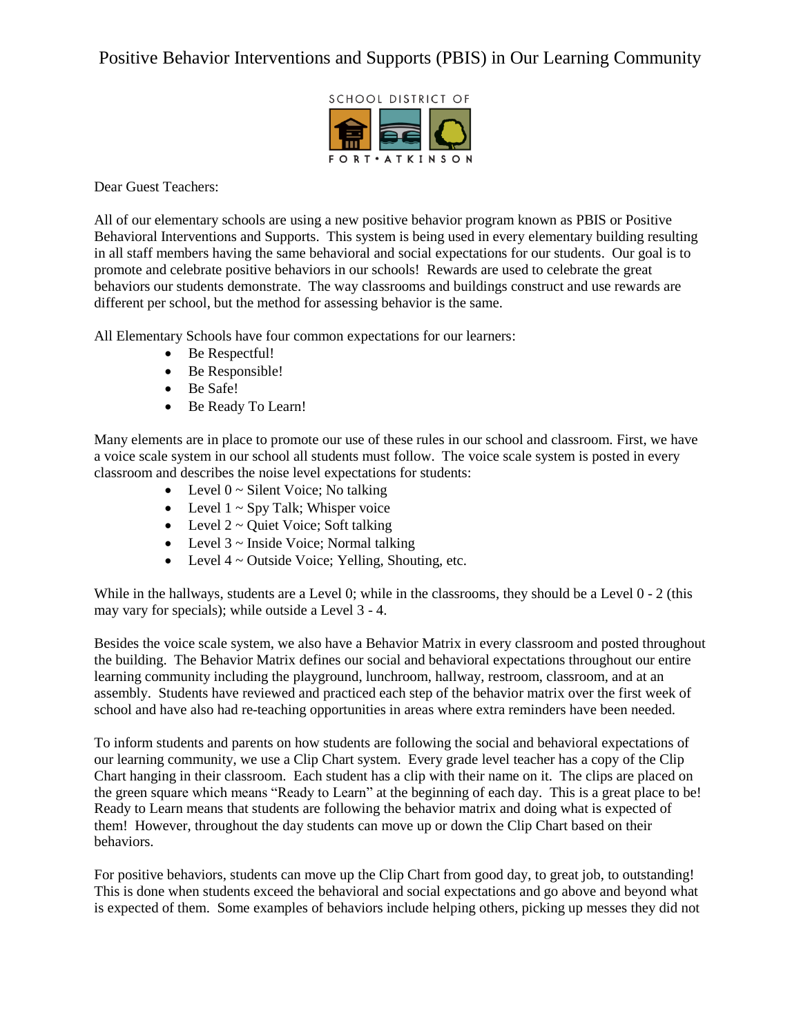# Positive Behavior Interventions and Supports (PBIS) in Our Learning Community

SCHOOL DISTRICT OF FORT•ATKINSON

Dear Guest Teachers:

All of our elementary schools are using a new positive behavior program known as PBIS or Positive Behavioral Interventions and Supports. This system is being used in every elementary building resulting in all staff members having the same behavioral and social expectations for our students. Our goal is to promote and celebrate positive behaviors in our schools! Rewards are used to celebrate the great behaviors our students demonstrate. The way classrooms and buildings construct and use rewards are different per school, but the method for assessing behavior is the same.

All Elementary Schools have four common expectations for our learners:

- Be Respectful!
- Be Responsible!
- Be Safe!
- Be Ready To Learn!

Many elements are in place to promote our use of these rules in our school and classroom. First, we have a voice scale system in our school all students must follow. The voice scale system is posted in every classroom and describes the noise level expectations for students:

- Level 0 ~ Silent Voice; No talking
- Level 1 ~ Spy Talk; Whisper voice
- Level 2 ~ Quiet Voice; Soft talking
- Level 3 ~ Inside Voice; Normal talking
- Level 4 ~ Outside Voice; Yelling, Shouting, etc.

While in the hallways, students are a Level 0; while in the classrooms, they should be a Level 0 - 2 (this may vary for specials); while outside a Level 3 - 4.

Besides the voice scale system, we also have a Behavior Matrix in every classroom and posted throughout the building. The Behavior Matrix defines our social and behavioral expectations throughout our entire learning community including the playground, lunchroom, hallway, restroom, classroom, and at an assembly. Students have reviewed and practiced each step of the behavior matrix over the first week of school and have also had re-teaching opportunities in areas where extra reminders have been needed.

To inform students and parents on how students are following the social and behavioral expectations of our learning community, we use a Clip Chart system. Every grade level teacher has a copy of the Clip Chart hanging in their classroom. Each student has a clip with their name on it. The clips are placed on the green square which means "Ready to Learn" at the beginning of each day. This is a great place to be! Ready to Learn means that students are following the behavior matrix and doing what is expected of them! However, throughout the day students can move up or down the Clip Chart based on their behaviors.

For positive behaviors, students can move up the Clip Chart from good day, to great job, to outstanding! This is done when students exceed the behavioral and social expectations and go above and beyond what is expected of them. Some examples of behaviors include helping others, picking up messes they did not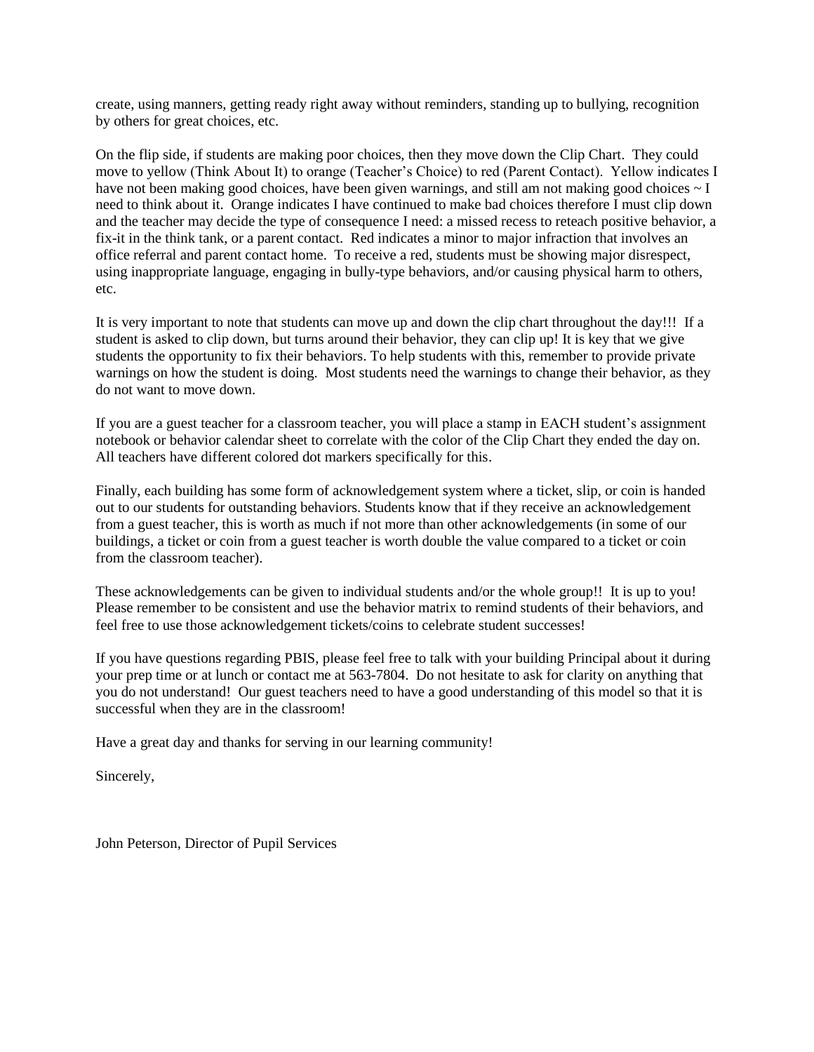create, using manners, getting ready right away without reminders, standing up to bullying, recognition by others for great choices, etc.

On the flip side, if students are making poor choices, then they move down the Clip Chart. They could move to yellow (Think About It) to orange (Teacher's Choice) to red (Parent Contact). Yellow indicates I have not been making good choices, have been given warnings, and still am not making good choices ~ I need to think about it. Orange indicates I have continued to make bad choices therefore I must clip down and the teacher may decide the type of consequence I need: a missed recess to reteach positive behavior, a fix-it in the think tank, or a parent contact. Red indicates a minor to major infraction that involves an office referral and parent contact home. To receive a red, students must be showing major disrespect, using inappropriate language, engaging in bully-type behaviors, and/or causing physical harm to others, etc.

It is very important to note that students can move up and down the clip chart throughout the day!!! If a student is asked to clip down, but turns around their behavior, they can clip up! It is key that we give students the opportunity to fix their behaviors. To help students with this, remember to provide private warnings on how the student is doing. Most students need the warnings to change their behavior, as they do not want to move down.

If you are a guest teacher for a classroom teacher, you will place a stamp in EACH student's assignment notebook or behavior calendar sheet to correlate with the color of the Clip Chart they ended the day on. All teachers have different colored dot markers specifically for this.

Finally, each building has some form of acknowledgement system where a ticket, slip, or coin is handed out to our students for outstanding behaviors. Students know that if they receive an acknowledgement from a guest teacher, this is worth as much if not more than other acknowledgements (in some of our buildings, a ticket or coin from a guest teacher is worth double the value compared to a ticket or coin from the classroom teacher).

These acknowledgements can be given to individual students and/or the whole group!! It is up to you! Please remember to be consistent and use the behavior matrix to remind students of their behaviors, and feel free to use those acknowledgement tickets/coins to celebrate student successes!

If you have questions regarding PBIS, please feel free to talk with your building Principal about it during your prep time or at lunch or contact me at 563-7804. Do not hesitate to ask for clarity on anything that you do not understand! Our guest teachers need to have a good understanding of this model so that it is successful when they are in the classroom!

Have a great day and thanks for serving in our learning community!

Sincerely,

John Peterson, Director of Pupil Services